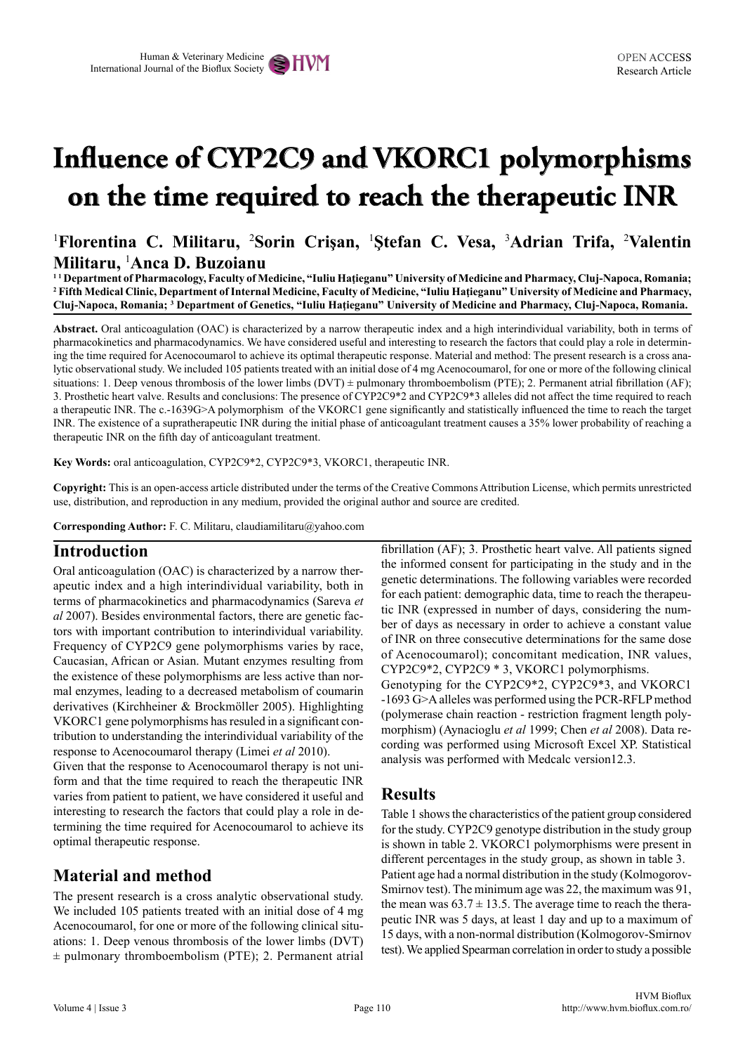# Influence of CYP2C9 and VKORC1 polymorphisms on the time required to reach the therapeutic INR

[1]Florentina C. Militaru, [2]Sorin Crişan, [1]Ştefan C. Vesa, [3]Adrian Trifa, [2]Valentin Militaru, [1]Anca D. Buzoianu

[1] Department of Pharmacology, Faculty of Medicine, "Iuliu Haţieganu" University of Medicine and Pharmacy, Cluj-Napoca, Romania; [2] Fifth Medical Clinic, Department of Internal Medicine, Faculty of Medicine, "Iuliu Haţieganu" University of Medicine and Pharmacy, Cluj-Napoca, Romania; [3] Department of Genetics, "Iuliu Haţieganu" University of Medicine and Pharmacy, Cluj-Napoca, Romania.

**Abstract.** Oral anticoagulation (OAC) is characterized by a narrow therapeutic index and a high interindividual variability, both in terms of pharmacokinetics and pharmacodynamics. We have considered useful and interesting to research the factors that could play a role in determining the time required for Acenocoumarol to achieve its optimal therapeutic response. Material and method: The present research is a cross analytic observational study. We included 105 patients treated with an initial dose of 4 mg Acenocoumarol, for one or more of the following clinical situations: 1. Deep venous thrombosis of the lower limbs (DVT) ± pulmonary thromboembolism (PTE); 2. Permanent atrial fibrillation (AF); 3. Prosthetic heart valve. Results and conclusions: The presence of CYP2C9*2 and CYP2C9*3 alleles did not affect the time required to reach a therapeutic INR. The c.-1639G>A polymorphism of the VKORC1 gene significantly and statistically influenced the time to reach the target INR. The existence of a supratherapeutic INR during the initial phase of anticoagulant treatment causes a 35% lower probability of reaching a therapeutic INR on the fifth day of anticoagulant treatment.

**Key Words:** oral anticoagulation, CYP2C9*2, CYP2C9*3, VKORC1, therapeutic INR.

**Copyright:** This is an open-access article distributed under the terms of the Creative Commons Attribution License, which permits unrestricted use, distribution, and reproduction in any medium, provided the original author and source are credited.

**Corresponding Author:** F. C. Militaru, claudiamilitaru@yahoo.com

## Introduction

Oral anticoagulation (OAC) is characterized by a narrow therapeutic index and a high interindividual variability, both in terms of pharmacokinetics and pharmacodynamics (Sareva *et al* 2007). Besides environmental factors, there are genetic factors with important contribution to interindividual variability. Frequency of CYP2C9 gene polymorphisms varies by race, Caucasian, African or Asian. Mutant enzymes resulting from the existence of these polymorphisms are less active than normal enzymes, leading to a decreased metabolism of coumarin derivatives (Kirchheiner & Brockmöller 2005). Highlighting VKORC1 gene polymorphisms has resuled in a significant contribution to understanding the interindividual variability of the response to Acenocoumarol therapy (Limei *et al* 2010).

Given that the response to Acenocoumarol therapy is not uniform and that the time required to reach the therapeutic INR varies from patient to patient, we have considered it useful and interesting to research the factors that could play a role in determining the time required for Acenocoumarol to achieve its optimal therapeutic response.

## Material and method

The present research is a cross analytic observational study. We included 105 patients treated with an initial dose of 4 mg Acenocoumarol, for one or more of the following clinical situations: 1. Deep venous thrombosis of the lower limbs (DVT) ± pulmonary thromboembolism (PTE); 2. Permanent atrial fibrillation (AF); 3. Prosthetic heart valve. All patients signed the informed consent for participating in the study and in the genetic determinations. The following variables were recorded for each patient: demographic data, time to reach the therapeutic INR (expressed in number of days, considering the number of days as necessary in order to achieve a constant value of INR on three consecutive determinations for the same dose of Acenocoumarol); concomitant medication, INR values, CYP2C9*2, CYP2C9 * 3, VKORC1 polymorphisms.

Genotyping for the CYP2C9*2, CYP2C9*3, and VKORC1 -1693 G>A alleles was performed using the PCR-RFLP method (polymerase chain reaction - restriction fragment length polymorphism) (Aynacioglu *et al* 1999; Chen *et al* 2008). Data recording was performed using Microsoft Excel XP. Statistical analysis was performed with Medcalc version12.3.

## Results

Table 1 shows the characteristics of the patient group considered for the study. CYP2C9 genotype distribution in the study group is shown in table 2. VKORC1 polymorphisms were present in different percentages in the study group, as shown in table 3.

Patient age had a normal distribution in the study (Kolmogorov-Smirnov test). The minimum age was 22, the maximum was 91, the mean was 63.7 ± 13.5. The average time to reach the therapeutic INR was 5 days, at least 1 day and up to a maximum of 15 days, with a non-normal distribution (Kolmogorov-Smirnov test). We applied Spearman correlation in order to study a possible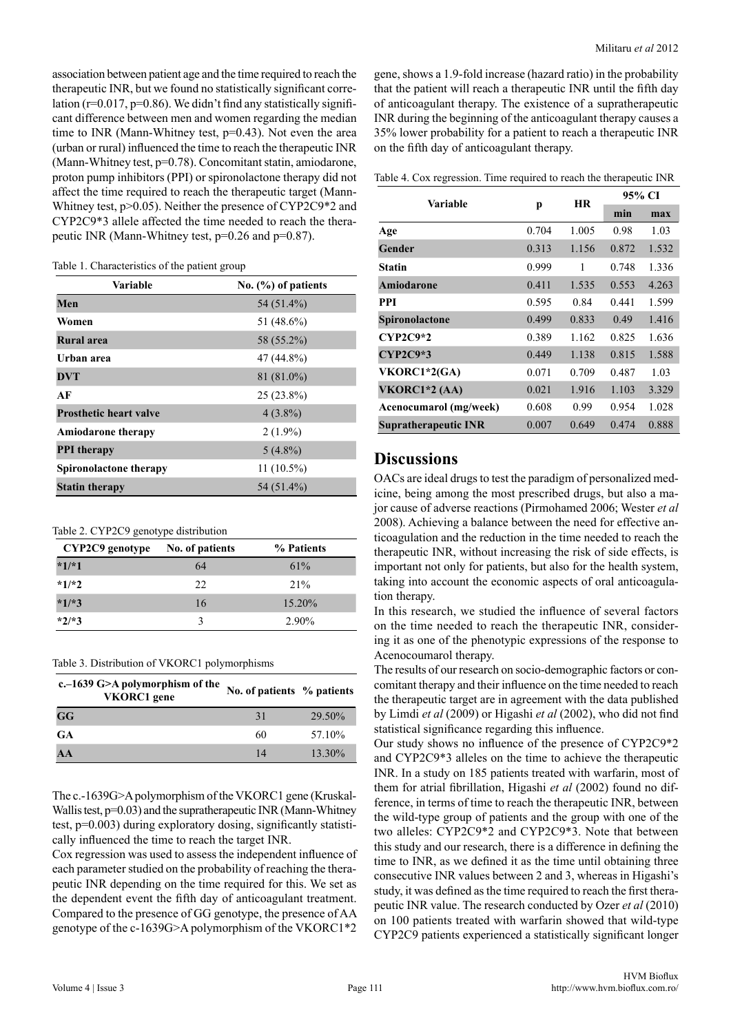association between patient age and the time required to reach the therapeutic INR, but we found no statistically significant correlation (r=0.017, p=0.86). We didn't find any statistically significant difference between men and women regarding the median time to INR (Mann-Whitney test, p=0.43). Not even the area (urban or rural) influenced the time to reach the therapeutic INR (Mann-Whitney test, p=0.78). Concomitant statin, amiodarone, proton pump inhibitors (PPI) or spironolactone therapy did not affect the time required to reach the therapeutic target (Mann-Whitney test, p>0.05). Neither the presence of CYP2C9*2 and CYP2C9*3 allele affected the time needed to reach the therapeutic INR (Mann-Whitney test, p=0.26 and p=0.87).

Table 1. Characteristics of the patient group

| Variable | No. (%) of patients |
|---|---|
| **Men** | 54 (51.4%) |
| **Women** | 51 (48.6%) |
| **Rural area** | 58 (55.2%) |
| **Urban area** | 47 (44.8%) |
| **DVT** | 81 (81.0%) |
| **AF** | 25 (23.8%) |
| **Prosthetic heart valve** | 4 (3.8%) |
| **Amiodarone therapy** | 2 (1.9%) |
| **PPI therapy** | 5 (4.8%) |
| **Spironolactone therapy** | 11 (10.5%) |
| **Statin therapy** | 54 (51.4%) |

Table 2. CYP2C9 genotype distribution

| CYP2C9 genotype | No. of patients | % Patients |
|---|---|---|
| *1/*1 | 64 | 61% |
| *1/*2 | 22 | 21% |
| *1/*3 | 16 | 15.20% |
| *2/*3 | 3 | 2.90% |

Table 3. Distribution of VKORC1 polymorphisms

| c.–1639 G>A polymorphism of the VKORC1 gene | No. of patients | % patients |
|---|---|---|
| GG | 31 | 29.50% |
| GA | 60 | 57.10% |
| AA | 14 | 13.30% |

The c.-1639G>A polymorphism of the VKORC1 gene (Kruskal-Wallis test, p=0.03) and the supratherapeutic INR (Mann-Whitney test, p=0.003) during exploratory dosing, significantly statistically influenced the time to reach the target INR.

Cox regression was used to assess the independent influence of each parameter studied on the probability of reaching the therapeutic INR depending on the time required for this. We set as the dependent event the fifth day of anticoagulant treatment. Compared to the presence of GG genotype, the presence of AA genotype of the c-1639G>A polymorphism of the VKORC1*2 gene, shows a 1.9-fold increase (hazard ratio) in the probability that the patient will reach a therapeutic INR until the fifth day of anticoagulant therapy. The existence of a supratherapeutic INR during the beginning of the anticoagulant therapy causes a 35% lower probability for a patient to reach a therapeutic INR on the fifth day of anticoagulant therapy.

Table 4. Cox regression. Time required to reach the therapeutic INR

| Variable | p | HR | 95% CI | |
|---|---|---|---|---|
| | | | min | max |
| **Age** | 0.704 | 1.005 | 0.98 | 1.03 |
| **Gender** | 0.313 | 1.156 | 0.872 | 1.532 |
| **Statin** | 0.999 | 1 | 0.748 | 1.336 |
| **Amiodarone** | 0.411 | 1.535 | 0.553 | 4.263 |
| **PPI** | 0.595 | 0.84 | 0.441 | 1.599 |
| **Spironolactone** | 0.499 | 0.833 | 0.49 | 1.416 |
| **CYP2C9*2** | 0.389 | 1.162 | 0.825 | 1.636 |
| **CYP2C9*3** | 0.449 | 1.138 | 0.815 | 1.588 |
| **VKORC1*2(GA)** | 0.071 | 0.709 | 0.487 | 1.03 |
| **VKORC1*2 (AA)** | 0.021 | 1.916 | 1.103 | 3.329 |
| **Acenocumarol (mg/week)** | 0.608 | 0.99 | 0.954 | 1.028 |
| **Supratherapeutic INR** | 0.007 | 0.649 | 0.474 | 0.888 |

## Discussions

OACs are ideal drugs to test the paradigm of personalized medicine, being among the most prescribed drugs, but also a major cause of adverse reactions (Pirmohamed 2006; Wester *et al* 2008). Achieving a balance between the need for effective anticoagulation and the reduction in the time needed to reach the therapeutic INR, without increasing the risk of side effects, is important not only for patients, but also for the health system, taking into account the economic aspects of oral anticoagulation therapy.

In this research, we studied the influence of several factors on the time needed to reach the therapeutic INR, considering it as one of the phenotypic expressions of the response to Acenocoumarol therapy.

The results of our research on socio-demographic factors or concomitant therapy and their influence on the time needed to reach the therapeutic target are in agreement with the data published by Limdi *et al* (2009) or Higashi *et al* (2002), who did not find statistical significance regarding this influence.

Our study shows no influence of the presence of CYP2C9*2 and CYP2C9*3 alleles on the time to achieve the therapeutic INR. In a study on 185 patients treated with warfarin, most of them for atrial fibrillation, Higashi *et al* (2002) found no difference, in terms of time to reach the therapeutic INR, between the wild-type group of patients and the group with one of the two alleles: CYP2C9*2 and CYP2C9*3. Note that between this study and our research, there is a difference in defining the time to INR, as we defined it as the time until obtaining three consecutive INR values between 2 and 3, whereas in Higashi's study, it was defined as the time required to reach the first therapeutic INR value. The research conducted by Ozer *et al* (2010) on 100 patients treated with warfarin showed that wild-type CYP2C9 patients experienced a statistically significant longer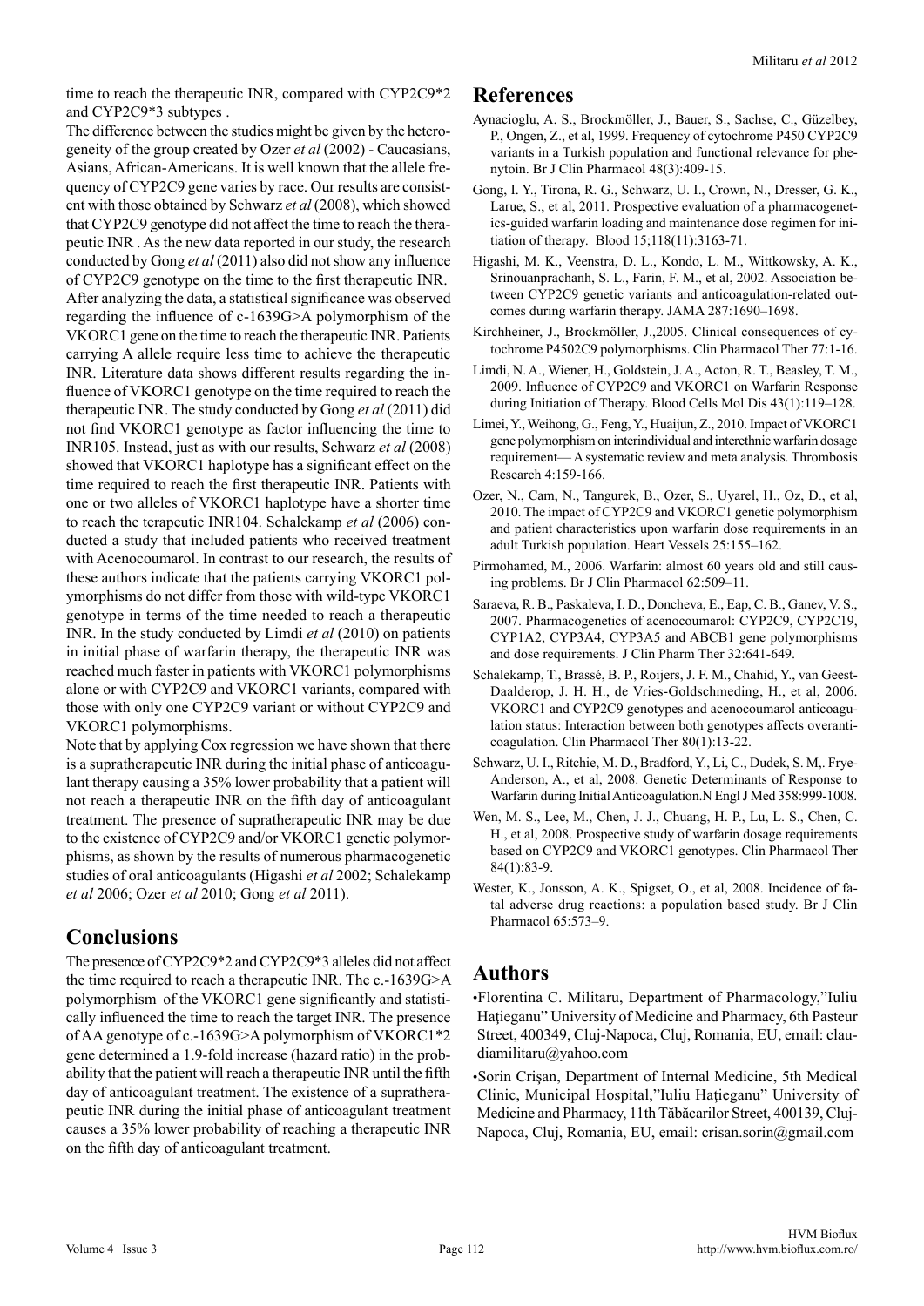time to reach the therapeutic INR, compared with CYP2C9*2 and CYP2C9*3 subtypes .

The difference between the studies might be given by the heterogeneity of the group created by Ozer *et al* (2002) - Caucasians, Asians, African-Americans. It is well known that the allele frequency of CYP2C9 gene varies by race. Our results are consistent with those obtained by Schwarz *et al* (2008), which showed that CYP2C9 genotype did not affect the time to reach the therapeutic INR . As the new data reported in our study, the research conducted by Gong *et al* (2011) also did not show any influence of CYP2C9 genotype on the time to the first therapeutic INR.

After analyzing the data, a statistical significance was observed regarding the influence of c-1639G>A polymorphism of the VKORC1 gene on the time to reach the therapeutic INR. Patients carrying A allele require less time to achieve the therapeutic INR. Literature data shows different results regarding the influence of VKORC1 genotype on the time required to reach the therapeutic INR. The study conducted by Gong *et al* (2011) did not find VKORC1 genotype as factor influencing the time to INR105. Instead, just as with our results, Schwarz *et al* (2008) showed that VKORC1 haplotype has a significant effect on the time required to reach the first therapeutic INR. Patients with one or two alleles of VKORC1 haplotype have a shorter time to reach the terapeutic INR104. Schalekamp *et al* (2006) conducted a study that included patients who received treatment with Acenocoumarol. In contrast to our research, the results of these authors indicate that the patients carrying VKORC1 polymorphisms do not differ from those with wild-type VKORC1 genotype in terms of the time needed to reach a therapeutic INR. In the study conducted by Limdi *et al* (2010) on patients in initial phase of warfarin therapy, the therapeutic INR was reached much faster in patients with VKORC1 polymorphisms alone or with CYP2C9 and VKORC1 variants, compared with those with only one CYP2C9 variant or without CYP2C9 and VKORC1 polymorphisms.

Note that by applying Cox regression we have shown that there is a supratherapeutic INR during the initial phase of anticoagulant therapy causing a 35% lower probability that a patient will not reach a therapeutic INR on the fifth day of anticoagulant treatment. The presence of supratherapeutic INR may be due to the existence of CYP2C9 and/or VKORC1 genetic polymorphisms, as shown by the results of numerous pharmacogenetic studies of oral anticoagulants (Higashi *et al* 2002; Schalekamp *et al* 2006; Ozer *et al* 2010; Gong *et al* 2011).

## Conclusions

The presence of CYP2C9*2 and CYP2C9*3 alleles did not affect the time required to reach a therapeutic INR. The c.-1639G>A polymorphism of the VKORC1 gene significantly and statistically influenced the time to reach the target INR. The presence of AA genotype of c.-1639G>A polymorphism of VKORC1*2 gene determined a 1.9-fold increase (hazard ratio) in the probability that the patient will reach a therapeutic INR until the fifth day of anticoagulant treatment. The existence of a supratherapeutic INR during the initial phase of anticoagulant treatment causes a 35% lower probability of reaching a therapeutic INR on the fifth day of anticoagulant treatment.

## References

Aynacioglu, A. S., Brockmöller, J., Bauer, S., Sachse, C., Güzelbey, P., Ongen, Z., et al, 1999. Frequency of cytochrome P450 CYP2C9 variants in a Turkish population and functional relevance for phenytoin. Br J Clin Pharmacol 48(3):409-15.

Gong, I. Y., Tirona, R. G., Schwarz, U. I., Crown, N., Dresser, G. K., Larue, S., et al, 2011. Prospective evaluation of a pharmacogenetics-guided warfarin loading and maintenance dose regimen for initiation of therapy. Blood 15;118(11):3163-71.

Higashi, M. K., Veenstra, D. L., Kondo, L. M., Wittkowsky, A. K., Srinouanprachanh, S. L., Farin, F. M., et al, 2002. Association between CYP2C9 genetic variants and anticoagulation-related outcomes during warfarin therapy. JAMA 287:1690–1698.

Kirchheiner, J., Brockmöller, J.,2005. Clinical consequences of cytochrome P4502C9 polymorphisms. Clin Pharmacol Ther 77:1-16.

Limdi, N. A., Wiener, H., Goldstein, J. A., Acton, R. T., Beasley, T. M., 2009. Influence of CYP2C9 and VKORC1 on Warfarin Response during Initiation of Therapy. Blood Cells Mol Dis 43(1):119–128.

Limei, Y., Weihong, G., Feng, Y., Huaijun, Z., 2010. Impact of VKORC1 gene polymorphism on interindividual and interethnic warfarin dosage requirement— A systematic review and meta analysis. Thrombosis Research 4:159-166.

Ozer, N., Cam, N., Tangurek, B., Ozer, S., Uyarel, H., Oz, D., et al, 2010. The impact of CYP2C9 and VKORC1 genetic polymorphism and patient characteristics upon warfarin dose requirements in an adult Turkish population. Heart Vessels 25:155–162.

Pirmohamed, M., 2006. Warfarin: almost 60 years old and still causing problems. Br J Clin Pharmacol 62:509–11.

Saraeva, R. B., Paskaleva, I. D., Doncheva, E., Eap, C. B., Ganev, V. S., 2007. Pharmacogenetics of acenocoumarol: CYP2C9, CYP2C19, CYP1A2, CYP3A4, CYP3A5 and ABCB1 gene polymorphisms and dose requirements. J Clin Pharm Ther 32:641-649.

Schalekamp, T., Brassé, B. P., Roijers, J. F. M., Chahid, Y., van Geest-Daalderop, J. H. H., de Vries-Goldschmeding, H., et al, 2006. VKORC1 and CYP2C9 genotypes and acenocoumarol anticoagulation status: Interaction between both genotypes affects overanticoagulation. Clin Pharmacol Ther 80(1):13-22.

Schwarz, U. I., Ritchie, M. D., Bradford, Y., Li, C., Dudek, S. M,. Frye-Anderson, A., et al, 2008. Genetic Determinants of Response to Warfarin during Initial Anticoagulation.N Engl J Med 358:999-1008.

Wen, M. S., Lee, M., Chen, J. J., Chuang, H. P., Lu, L. S., Chen, C. H., et al, 2008. Prospective study of warfarin dosage requirements based on CYP2C9 and VKORC1 genotypes. Clin Pharmacol Ther 84(1):83-9.

Wester, K., Jonsson, A. K., Spigset, O., et al, 2008. Incidence of fatal adverse drug reactions: a population based study. Br J Clin Pharmacol 65:573–9.

## Authors

- Florentina C. Militaru, Department of Pharmacology,"Iuliu Hațieganu" University of Medicine and Pharmacy, 6th Pasteur Street, 400349, Cluj-Napoca, Cluj, Romania, EU, email: claudiamilitaru@yahoo.com
- Sorin Crişan, Department of Internal Medicine, 5th Medical Clinic, Municipal Hospital,"Iuliu Hațieganu" University of Medicine and Pharmacy, 11th Tăbăcarilor Street, 400139, Cluj-Napoca, Cluj, Romania, EU, email: crisan.sorin@gmail.com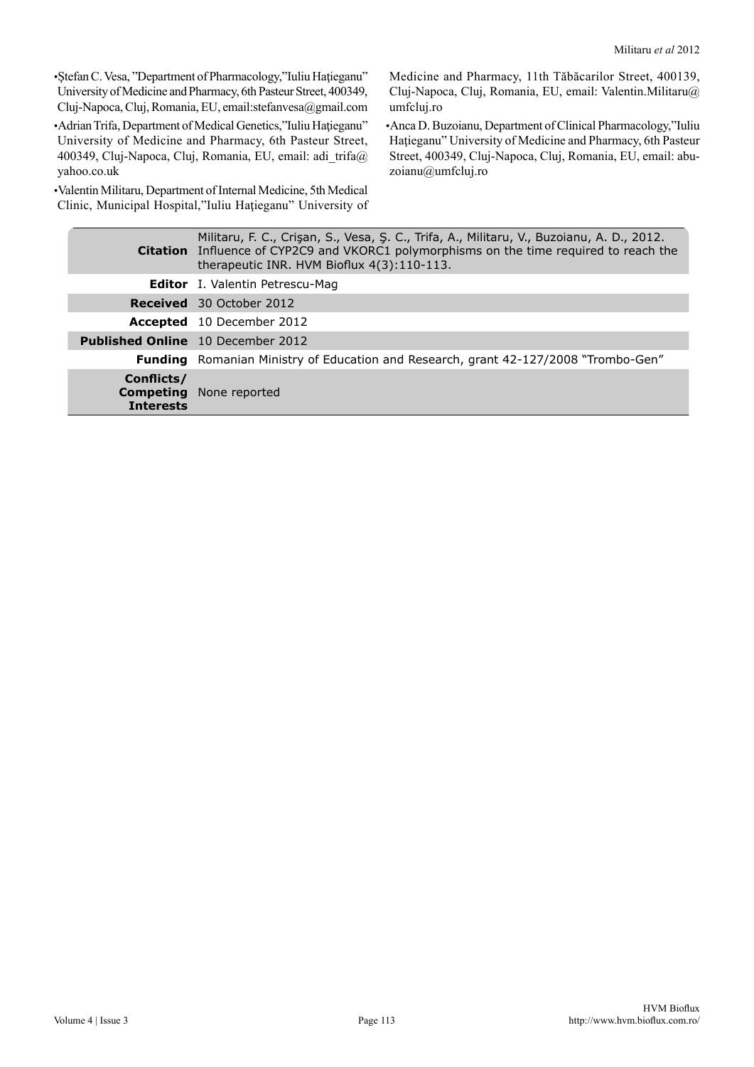- Ştefan C. Vesa, "Department of Pharmacology,"Iuliu Haţieganu" University of Medicine and Pharmacy, 6th Pasteur Street, 400349, Cluj-Napoca, Cluj, Romania, EU, email:stefanvesa@gmail.com
- Adrian Trifa, Department of Medical Genetics,"Iuliu Haţieganu" University of Medicine and Pharmacy, 6th Pasteur Street, 400349, Cluj-Napoca, Cluj, Romania, EU, email: adi_trifa@yahoo.co.uk
- Valentin Militaru, Department of Internal Medicine, 5th Medical Clinic, Municipal Hospital,"Iuliu Haţieganu" University of Medicine and Pharmacy, 11th Tăbăcarilor Street, 400139, Cluj-Napoca, Cluj, Romania, EU, email: Valentin.Militaru@umfcluj.ro
- Anca D. Buzoianu, Department of Clinical Pharmacology,"Iuliu Haţieganu" University of Medicine and Pharmacy, 6th Pasteur Street, 400349, Cluj-Napoca, Cluj, Romania, EU, email: abuzoianu@umfcluj.ro

| | |
|---|---|
| **Citation** | Militaru, F. C., Crişan, S., Vesa, Ş. C., Trifa, A., Militaru, V., Buzoianu, A. D., 2012. Influence of CYP2C9 and VKORC1 polymorphisms on the time required to reach the therapeutic INR. HVM Bioflux 4(3):110-113. |
| **Editor** | I. Valentin Petrescu-Mag |
| **Received** | 30 October 2012 |
| **Accepted** | 10 December 2012 |
| **Published Online** | 10 December 2012 |
| **Funding** | Romanian Ministry of Education and Research, grant 42-127/2008 "Trombo-Gen" |
| **Conflicts/ Competing Interests** | None reported |